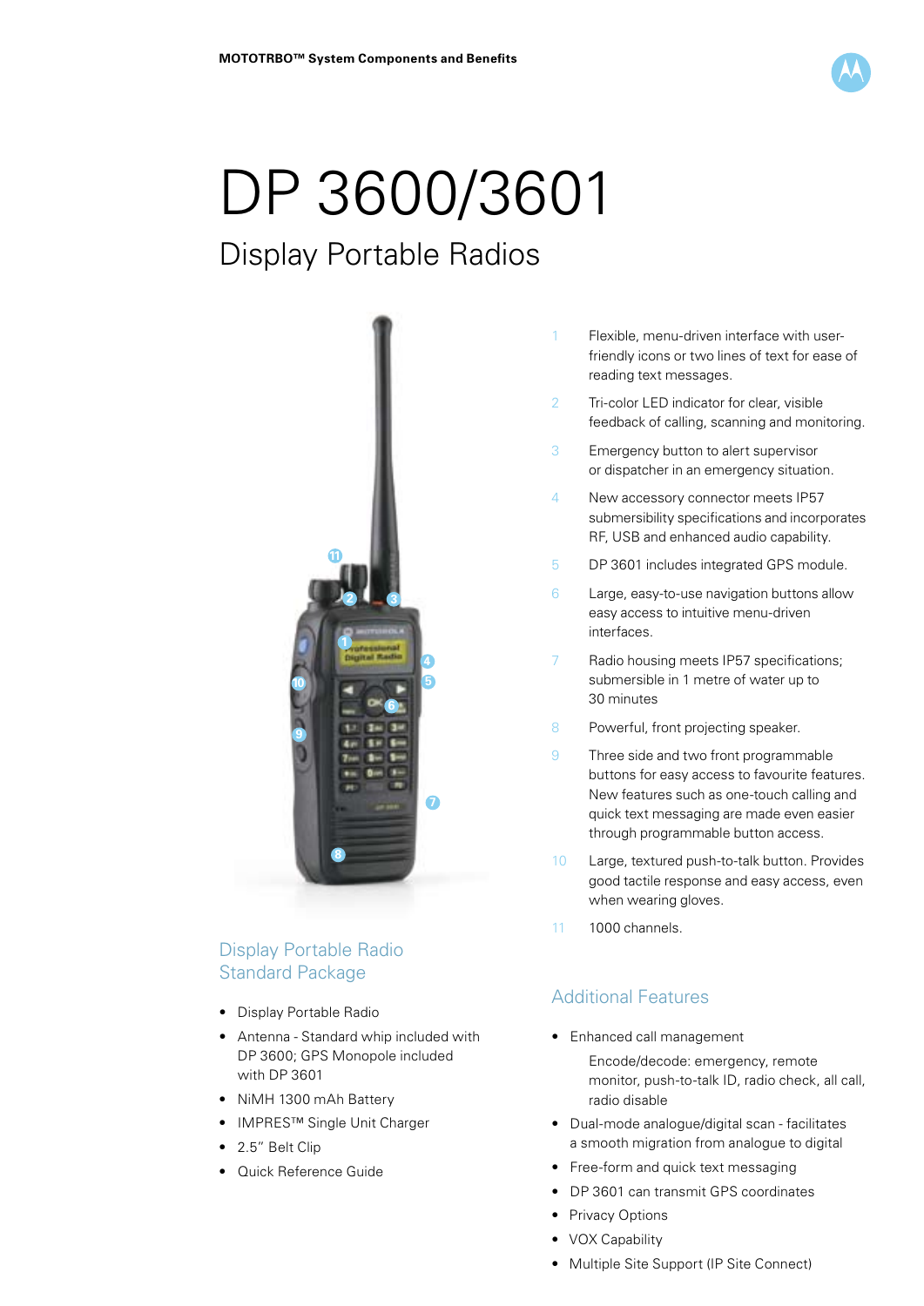# DP 3600/3601

## Display Portable Radios

1. Flexible, menu-driven interface with user-friendly icons or two lines of text for ease of reading text messages.
2. Tri-color LED indicator for clear, visible feedback of calling, scanning and monitoring.
3. Emergency button to alert supervisor or dispatcher in an emergency situation.
4. New accessory connector meets IP57 submersibility specifications and incorporates RF, USB and enhanced audio capability.
5. DP 3601 includes integrated GPS module.
6. Large, easy-to-use navigation buttons allow easy access to intuitive menu-driven interfaces.
7. Radio housing meets IP57 specifications; submersible in 1 metre of water up to 30 minutes
8. Powerful, front projecting speaker.
9. Three side and two front programmable buttons for easy access to favourite features. New features such as one-touch calling and quick text messaging are made even easier through programmable button access.
10. Large, textured push-to-talk button. Provides good tactile response and easy access, even when wearing gloves.
11. 1000 channels.

## Display Portable Radio Standard Package

- Display Portable Radio
- Antenna - Standard whip included with DP 3600; GPS Monopole included with DP 3601
- NiMH 1300 mAh Battery
- IMPRES™ Single Unit Charger
- 2.5" Belt Clip
- Quick Reference Guide

## Additional Features

- Enhanced call management

  Encode/decode: emergency, remote monitor, push-to-talk ID, radio check, all call, radio disable
- Dual-mode analogue/digital scan - facilitates a smooth migration from analogue to digital
- Free-form and quick text messaging
- DP 3601 can transmit GPS coordinates
- Privacy Options
- VOX Capability
- Multiple Site Support (IP Site Connect)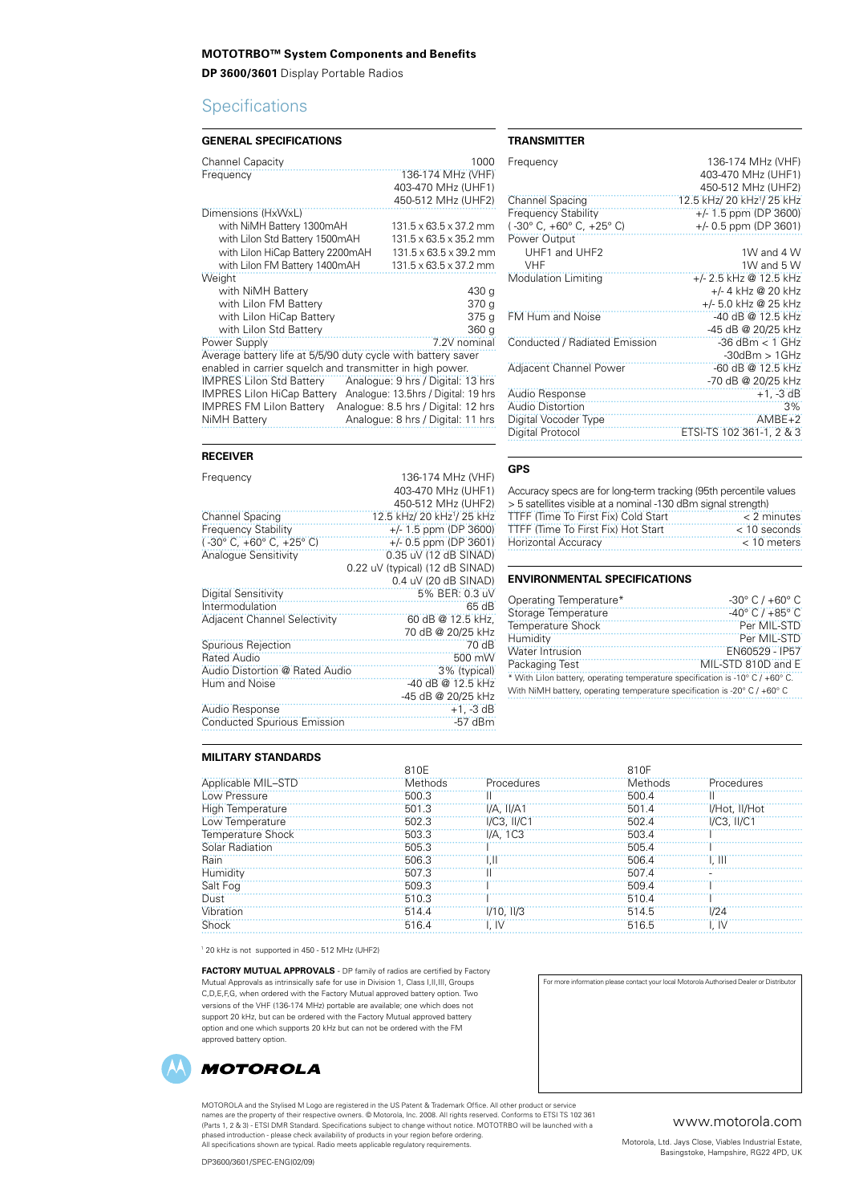**MOTOTRBO™ System Components and Benefits**

**DP 3600/3601** Display Portable Radios

## Specifications

### GENERAL SPECIFICATIONS

| | |
|---|---|
| Channel Capacity | 1000 |
| Frequency | 136-174 MHz (VHF)<br>403-470 MHz (UHF1)<br>450-512 MHz (UHF2) |
| Dimensions (HxWxL) | |
| with NiMH Battery 1300mAH | 131.5 x 63.5 x 37.2 mm |
| with LiIon Std Battery 1500mAH | 131.5 x 63.5 x 35.2 mm |
| with LiIon HiCap Battery 2200mAH | 131.5 x 63.5 x 39.2 mm |
| with LiIon FM Battery 1400mAH | 131.5 x 63.5 x 37.2 mm |
| Weight | |
| with NiMH Battery | 430 g |
| with LiIon FM Battery | 370 g |
| with LiIon HiCap Battery | 375 g |
| with LiIon Std Battery | 360 g |
| Power Supply | 7.2V nominal |

Average battery life at 5/5/90 duty cycle with battery saver enabled in carrier squelch and transmitter in high power.

| | |
|---|---|
| IMPRES LiIon Std Battery | Analogue: 9 hrs / Digital: 13 hrs |
| IMPRES LiIon HiCap Battery | Analogue: 13.5hrs / Digital: 19 hrs |
| IMPRES FM LiIon Battery | Analogue: 8.5 hrs / Digital: 12 hrs |
| NiMH Battery | Analogue: 8 hrs / Digital: 11 hrs |

### RECEIVER

| | |
|---|---|
| Frequency | 136-174 MHz (VHF)<br>403-470 MHz (UHF1)<br>450-512 MHz (UHF2) |
| Channel Spacing | 12.5 kHz/ 20 kHz[1]/ 25 kHz |
| Frequency Stability<br>( -30° C, +60° C, +25° C) | +/- 1.5 ppm (DP 3600)<br>+/- 0.5 ppm (DP 3601) |
| Analogue Sensitivity | 0.35 uV (12 dB SINAD)<br>0.22 uV (typical) (12 dB SINAD)<br>0.4 uV (20 dB SINAD) |
| Digital Sensitivity | 5% BER: 0.3 uV |
| Intermodulation | 65 dB |
| Adjacent Channel Selectivity | 60 dB @ 12.5 kHz,<br>70 dB @ 20/25 kHz |
| Spurious Rejection | 70 dB |
| Rated Audio | 500 mW |
| Audio Distortion @ Rated Audio | 3% (typical) |
| Hum and Noise | -40 dB @ 12.5 kHz<br>-45 dB @ 20/25 kHz |
| Audio Response | +1, -3 dB |
| Conducted Spurious Emission | -57 dBm |

### TRANSMITTER

| | |
|---|---|
| Frequency | 136-174 MHz (VHF)<br>403-470 MHz (UHF1)<br>450-512 MHz (UHF2) |
| Channel Spacing | 12.5 kHz/ 20 kHz[1]/ 25 kHz |
| Frequency Stability<br>( -30° C, +60° C, +25° C) | +/- 1.5 ppm (DP 3600)<br>+/- 0.5 ppm (DP 3601) |
| Power Output | |
| UHF1 and UHF2 | 1W and 4 W |
| VHF | 1W and 5 W |
| Modulation Limiting | +/- 2.5 kHz @ 12.5 kHz<br>+/- 4 kHz @ 20 kHz<br>+/- 5.0 kHz @ 25 kHz |
| FM Hum and Noise | -40 dB @ 12.5 kHz<br>-45 dB @ 20/25 kHz |
| Conducted / Radiated Emission | -36 dBm < 1 GHz<br>-30dBm > 1GHz |
| Adjacent Channel Power | -60 dB @ 12.5 kHz<br>-70 dB @ 20/25 kHz |
| Audio Response | +1, -3 dB |
| Audio Distortion | 3% |
| Digital Vocoder Type | AMBE+2 |
| Digital Protocol | ETSI-TS 102 361-1, 2 & 3 |

### GPS

Accuracy specs are for long-term tracking (95th percentile values > 5 satellites visible at a nominal -130 dBm signal strength)

| | |
|---|---|
| TTFF (Time To First Fix) Cold Start | < 2 minutes |
| TTFF (Time To First Fix) Hot Start | < 10 seconds |
| Horizontal Accuracy | < 10 meters |

### ENVIRONMENTAL SPECIFICATIONS

| | |
|---|---|
| Operating Temperature* | -30° C / +60° C |
| Storage Temperature | -40° C / +85° C |
| Temperature Shock | Per MIL-STD |
| Humidity | Per MIL-STD |
| Water Intrusion | EN60529 - IP57 |
| Packaging Test | MIL-STD 810D and E |

* With LiIon battery, operating temperature specification is -10° C / +60° C.
With NiMH battery, operating temperature specification is -20° C / +60° C

### MILITARY STANDARDS

| | 810E | | 810F | |
|---|---|---|---|---|
| Applicable MIL–STD | Methods | Procedures | Methods | Procedures |
| Low Pressure | 500.3 | II | 500.4 | II |
| High Temperature | 501.3 | I/A, II/A1 | 501.4 | I/Hot, II/Hot |
| Low Temperature | 502.3 | I/C3, II/C1 | 502.4 | I/C3, II/C1 |
| Temperature Shock | 503.3 | I/A, 1C3 | 503.4 | I |
| Solar Radiation | 505.3 | I | 505.4 | I |
| Rain | 506.3 | I,II | 506.4 | I, III |
| Humidity | 507.3 | II | 507.4 | - |
| Salt Fog | 509.3 | I | 509.4 | I |
| Dust | 510.3 | I | 510.4 | I |
| Vibration | 514.4 | I/10, II/3 | 514.5 | I/24 |
| Shock | 516.4 | I, IV | 516.5 | I, IV |

[1] 20 kHz is not supported in 450 - 512 MHz (UHF2)

**FACTORY MUTUAL APPROVALS** - DP family of radios are certified by Factory Mutual Approvals as intrinsically safe for use in Division 1, Class I,II,III, Groups C,D,E,F,G, when ordered with the Factory Mutual approved battery option. Two versions of the VHF (136-174 MHz) portable are available; one which does not support 20 kHz, but can be ordered with the Factory Mutual approved battery option and one which supports 20 kHz but can not be ordered with the FM approved battery option.

For more information please contact your local Motorola Authorised Dealer or Distributor

MOTOROLA

MOTOROLA and the Stylised M Logo are registered in the US Patent & Trademark Office. All other product or service names are the property of their respective owners. © Motorola, Inc. 2008. All rights reserved. Conforms to ETSI TS 102 361 (Parts 1, 2 & 3) - ETSI DMR Standard. Specifications subject to change without notice. MOTOTRBO will be launched with a phased introduction - please check availability of products in your region before ordering.
All specifications shown are typical. Radio meets applicable regulatory requirements.

www.motorola.com

Motorola, Ltd. Jays Close, Viables Industrial Estate, Basingstoke, Hampshire, RG22 4PD, UK

DP3600/3601/SPEC-ENG(02/09)